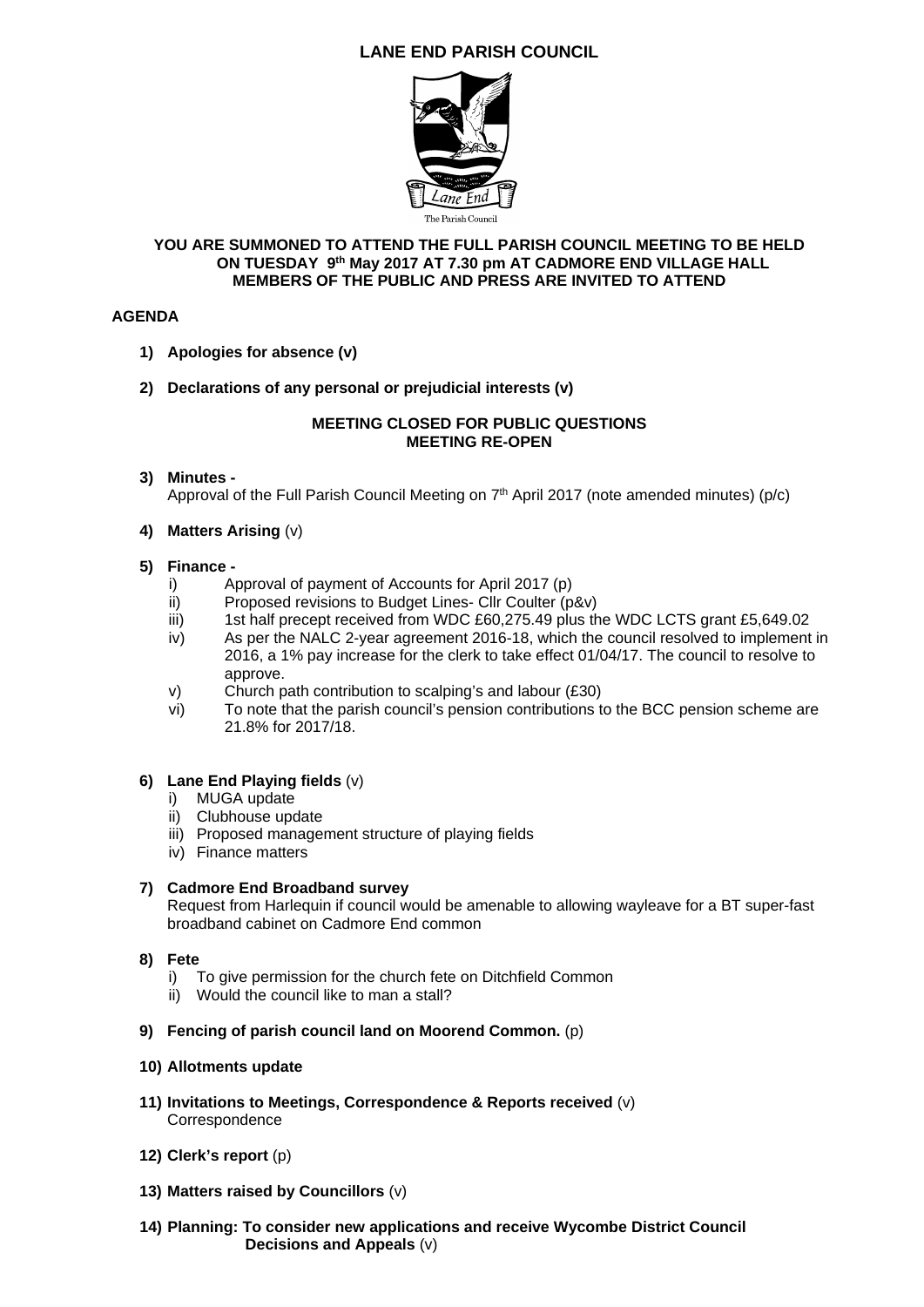# LANE END PARISH COUNCIL

The Parish Council

**YOU ARE SUMMONED TO ATTEND THE FULL PARISH COUNCIL MEETING TO BE HELD ON TUESDAY 9th May 2017 AT 7.30 pm AT CADMORE END VILLAGE HALL MEMBERS OF THE PUBLIC AND PRESS ARE INVITED TO ATTEND**

## AGENDA

1) **Apologies for absence (v)**

2) **Declarations of any personal or prejudicial interests (v)**

**MEETING CLOSED FOR PUBLIC QUESTIONS**
**MEETING RE-OPEN**

3) **Minutes -**
   Approval of the Full Parish Council Meeting on 7th April 2017 (note amended minutes) (p/c)

4) **Matters Arising** (v)

5) **Finance -**
   i) Approval of payment of Accounts for April 2017 (p)
   ii) Proposed revisions to Budget Lines- Cllr Coulter (p&v)
   iii) 1st half precept received from WDC £60,275.49 plus the WDC LCTS grant £5,649.02
   iv) As per the NALC 2-year agreement 2016-18, which the council resolved to implement in 2016, a 1% pay increase for the clerk to take effect 01/04/17. The council to resolve to approve.
   v) Church path contribution to scalping's and labour (£30)
   vi) To note that the parish council's pension contributions to the BCC pension scheme are 21.8% for 2017/18.

6) **Lane End Playing fields** (v)
   i) MUGA update
   ii) Clubhouse update
   iii) Proposed management structure of playing fields
   iv) Finance matters

7) **Cadmore End Broadband survey**
   Request from Harlequin if council would be amenable to allowing wayleave for a BT super-fast broadband cabinet on Cadmore End common

8) **Fete**
   i) To give permission for the church fete on Ditchfield Common
   ii) Would the council like to man a stall?

9) **Fencing of parish council land on Moorend Common.** (p)

10) **Allotments update**

11) **Invitations to Meetings, Correspondence & Reports received** (v)
    Correspondence

12) **Clerk's report** (p)

13) **Matters raised by Councillors** (v)

14) **Planning: To consider new applications and receive Wycombe District Council Decisions and Appeals** (v)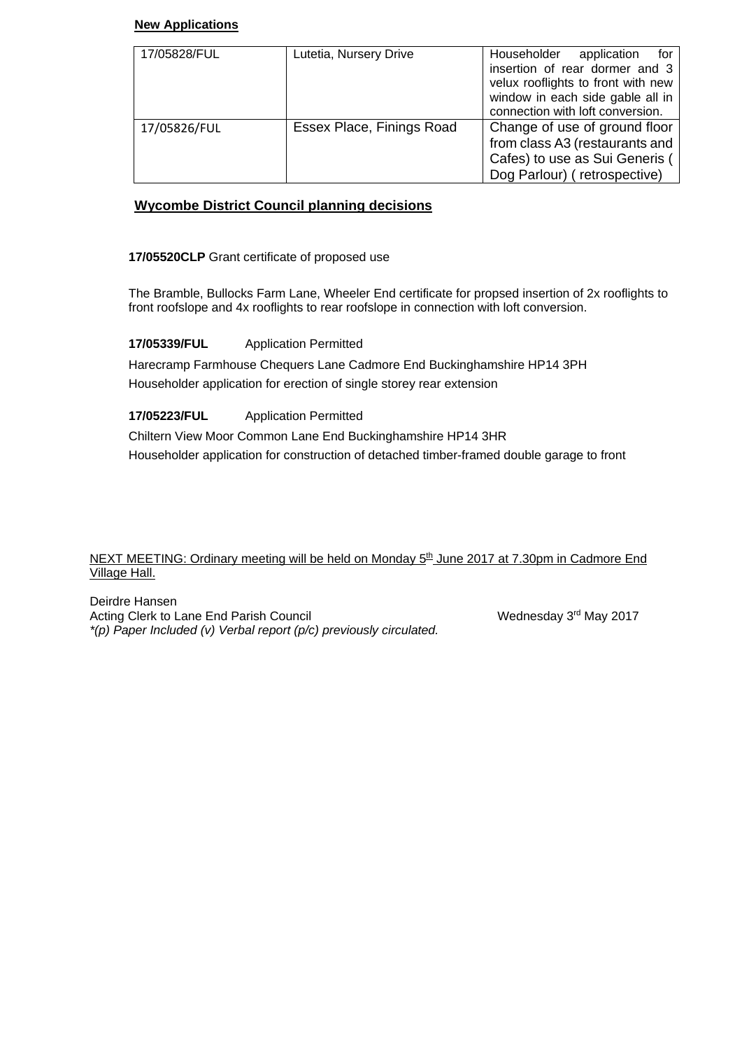**New Applications**

| 17/05828/FUL | Lutetia, Nursery Drive | Householder application for insertion of rear dormer and 3 velux rooflights to front with new window in each side gable all in connection with loft conversion. |
|---|---|---|
| 17/05826/FUL | Essex Place, Finings Road | Change of use of ground floor from class A3 (restaurants and Cafes) to use as Sui Generis ( Dog Parlour) ( retrospective) |

## Wycombe District Council planning decisions

**17/05520CLP** Grant certificate of proposed use

The Bramble, Bullocks Farm Lane, Wheeler End certificate for propsed insertion of 2x rooflights to front roofslope and 4x rooflights to rear roofslope in connection with loft conversion.

**17/05339/FUL** Application Permitted

Harecramp Farmhouse Chequers Lane Cadmore End Buckinghamshire HP14 3PH
Householder application for erection of single storey rear extension

**17/05223/FUL** Application Permitted

Chiltern View Moor Common Lane End Buckinghamshire HP14 3HR
Householder application for construction of detached timber-framed double garage to front

NEXT MEETING: Ordinary meeting will be held on Monday 5th June 2017 at 7.30pm in Cadmore End Village Hall.

Deirdre Hansen
Acting Clerk to Lane End Parish Council — Wednesday 3rd May 2017
*\*(p) Paper Included (v) Verbal report (p/c) previously circulated.*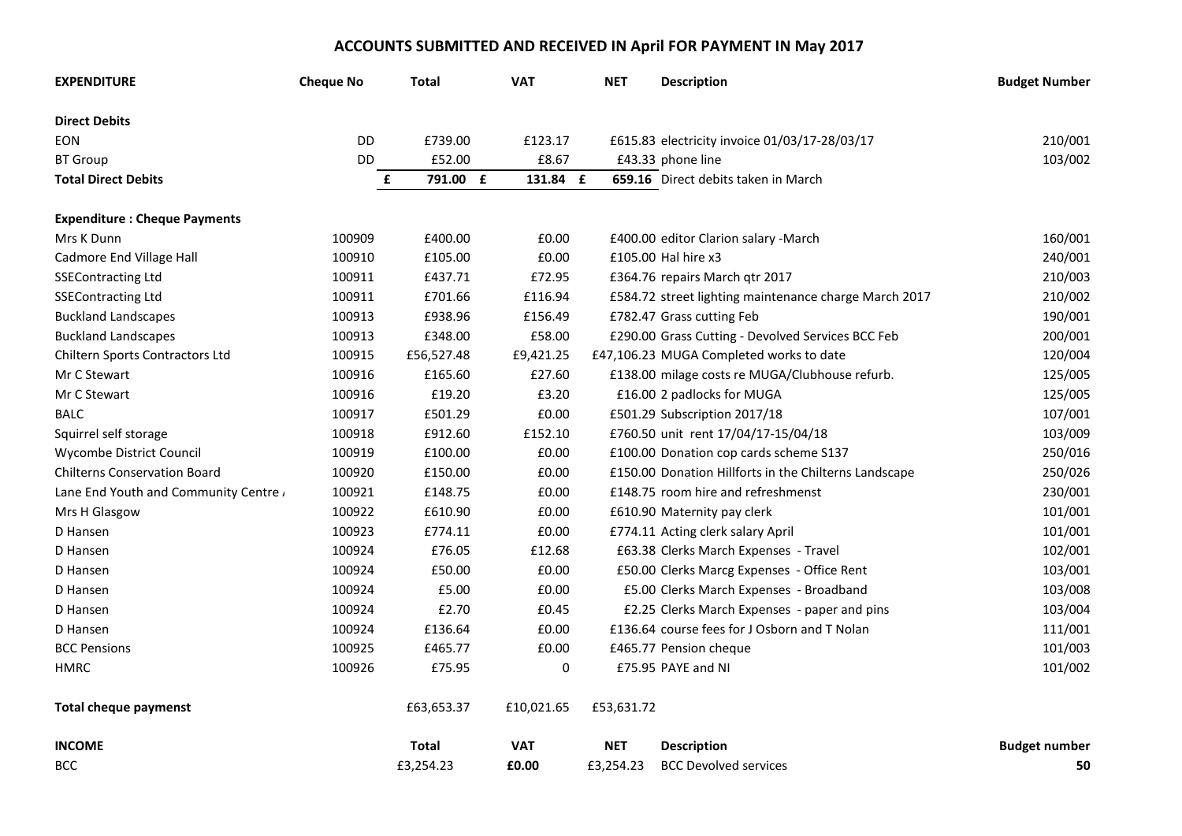# ACCOUNTS SUBMITTED AND RECEIVED IN April FOR PAYMENT IN May 2017

| EXPENDITURE | Cheque No | Total | VAT | NET | Description | Budget Number |
|---|---|---|---|---|---|---|
| **Direct Debits** | | | | | | |
| EON | DD | £739.00 | £123.17 | £615.83 | electricity invoice 01/03/17-28/03/17 | 210/001 |
| BT Group | DD | £52.00 | £8.67 | £43.33 | phone line | 103/002 |
| **Total Direct Debits** | | **£ 791.00** | **£ 131.84** | **£ 659.16** | Direct debits taken in March | |
| **Expenditure : Cheque Payments** | | | | | | |
| Mrs K Dunn | 100909 | £400.00 | £0.00 | £400.00 | editor Clarion salary -March | 160/001 |
| Cadmore End Village Hall | 100910 | £105.00 | £0.00 | £105.00 | Hal hire x3 | 240/001 |
| SSEContracting Ltd | 100911 | £437.71 | £72.95 | £364.76 | repairs March qtr 2017 | 210/003 |
| SSEContracting Ltd | 100911 | £701.66 | £116.94 | £584.72 | street lighting maintenance charge March 2017 | 210/002 |
| Buckland Landscapes | 100913 | £938.96 | £156.49 | £782.47 | Grass cutting Feb | 190/001 |
| Buckland Landscapes | 100913 | £348.00 | £58.00 | £290.00 | Grass Cutting - Devolved Services BCC Feb | 200/001 |
| Chiltern Sports Contractors Ltd | 100915 | £56,527.48 | £9,421.25 | £47,106.23 | MUGA Completed works to date | 120/004 |
| Mr C Stewart | 100916 | £165.60 | £27.60 | £138.00 | milage costs re MUGA/Clubhouse refurb. | 125/005 |
| Mr C Stewart | 100916 | £19.20 | £3.20 | £16.00 | 2 padlocks for MUGA | 125/005 |
| BALC | 100917 | £501.29 | £0.00 | £501.29 | Subscription 2017/18 | 107/001 |
| Squirrel self storage | 100918 | £912.60 | £152.10 | £760.50 | unit rent 17/04/17-15/04/18 | 103/009 |
| Wycombe District Council | 100919 | £100.00 | £0.00 | £100.00 | Donation cop cards scheme S137 | 250/016 |
| Chilterns Conservation Board | 100920 | £150.00 | £0.00 | £150.00 | Donation Hillforts in the Chilterns Landscape | 250/026 |
| Lane End Youth and Community Centre / | 100921 | £148.75 | £0.00 | £148.75 | room hire and refreshmenst | 230/001 |
| Mrs H Glasgow | 100922 | £610.90 | £0.00 | £610.90 | Maternity pay clerk | 101/001 |
| D Hansen | 100923 | £774.11 | £0.00 | £774.11 | Acting clerk salary April | 101/001 |
| D Hansen | 100924 | £76.05 | £12.68 | £63.38 | Clerks March Expenses - Travel | 102/001 |
| D Hansen | 100924 | £50.00 | £0.00 | £50.00 | Clerks Marcg Expenses - Office Rent | 103/001 |
| D Hansen | 100924 | £5.00 | £0.00 | £5.00 | Clerks March Expenses - Broadband | 103/008 |
| D Hansen | 100924 | £2.70 | £0.45 | £2.25 | Clerks March Expenses - paper and pins | 103/004 |
| D Hansen | 100924 | £136.64 | £0.00 | £136.64 | course fees for J Osborn and T Nolan | 111/001 |
| BCC Pensions | 100925 | £465.77 | £0.00 | £465.77 | Pension cheque | 101/003 |
| HMRC | 100926 | £75.95 | 0 | £75.95 | PAYE and NI | 101/002 |
| **Total cheque paymenst** | | £63,653.37 | £10,021.65 | £53,631.72 | | |

| INCOME | Total | VAT | NET | Description | Budget number |
|---|---|---|---|---|---|
| BCC | £3,254.23 | **£0.00** | £3,254.23 | BCC Devolved services | **50** |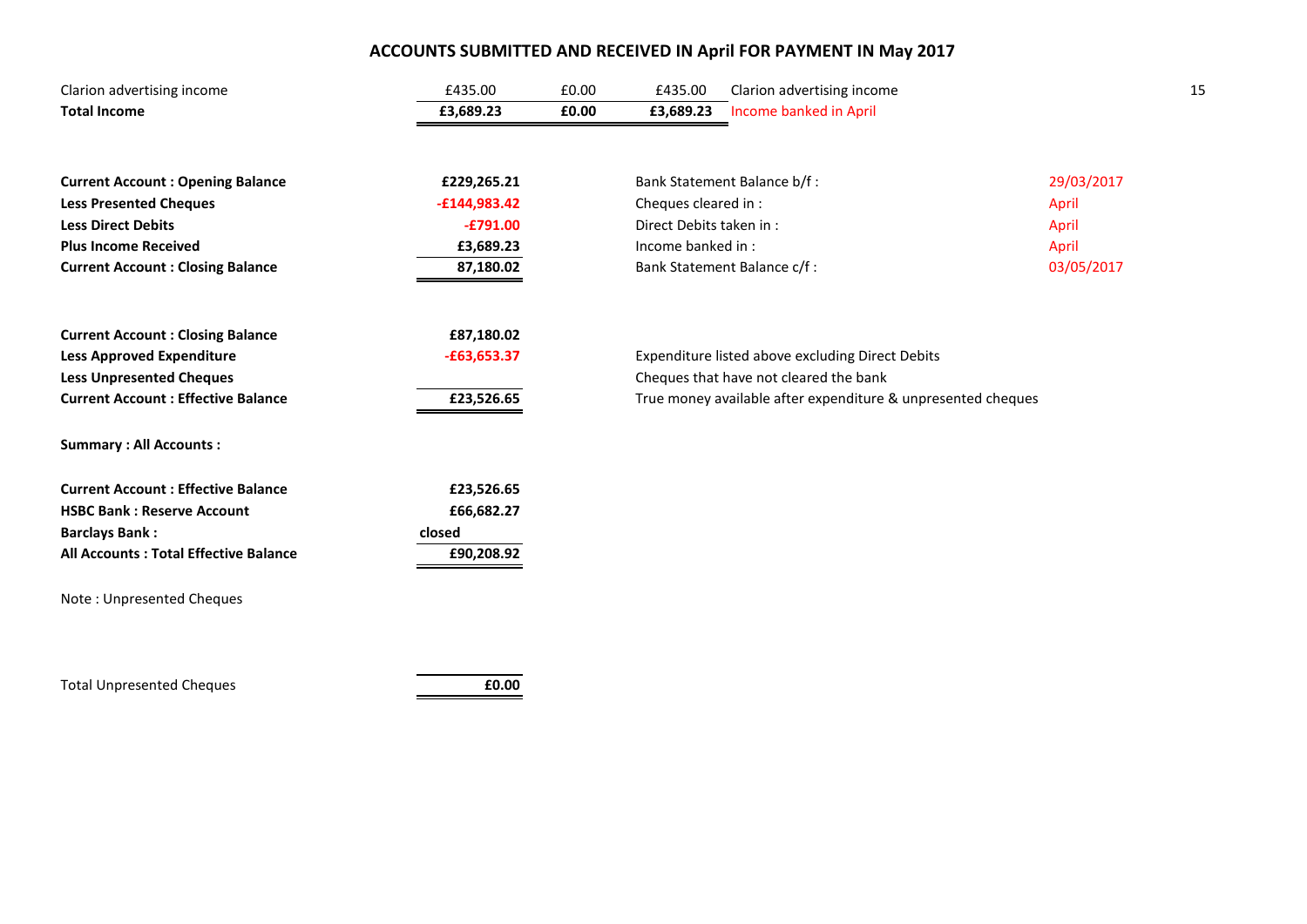# ACCOUNTS SUBMITTED AND RECEIVED IN April FOR PAYMENT IN May 2017

| | | | | | |
|---|---|---|---|---|---|
| Clarion advertising income | £435.00 | £0.00 | £435.00 | Clarion advertising income | 15 |
| **Total Income** | **£3,689.23** | **£0.00** | **£3,689.23** | Income banked in April | |

| | | | |
|---|---|---|---|
| **Current Account : Opening Balance** | **£229,265.21** | Bank Statement Balance b/f : | 29/03/2017 |
| **Less Presented Cheques** | **-£144,983.42** | Cheques cleared in : | April |
| **Less Direct Debits** | **-£791.00** | Direct Debits taken in : | April |
| **Plus Income Received** | **£3,689.23** | Income banked in : | April |
| **Current Account : Closing Balance** | **87,180.02** | Bank Statement Balance c/f : | 03/05/2017 |

| | | |
|---|---|---|
| **Current Account : Closing Balance** | **£87,180.02** | |
| **Less Approved Expenditure** | **-£63,653.37** | Expenditure listed above excluding Direct Debits |
| **Less Unpresented Cheques** | | Cheques that have not cleared the bank |
| **Current Account : Effective Balance** | **£23,526.65** | True money available after expenditure & unpresented cheques |

**Summary : All Accounts :**

| | |
|---|---|
| **Current Account : Effective Balance** | **£23,526.65** |
| **HSBC Bank : Reserve Account** | **£66,682.27** |
| **Barclays Bank :** | **closed** |
| **All Accounts : Total Effective Balance** | **£90,208.92** |

Note : Unpresented Cheques

| | |
|---|---|
| Total Unpresented Cheques | **£0.00** |